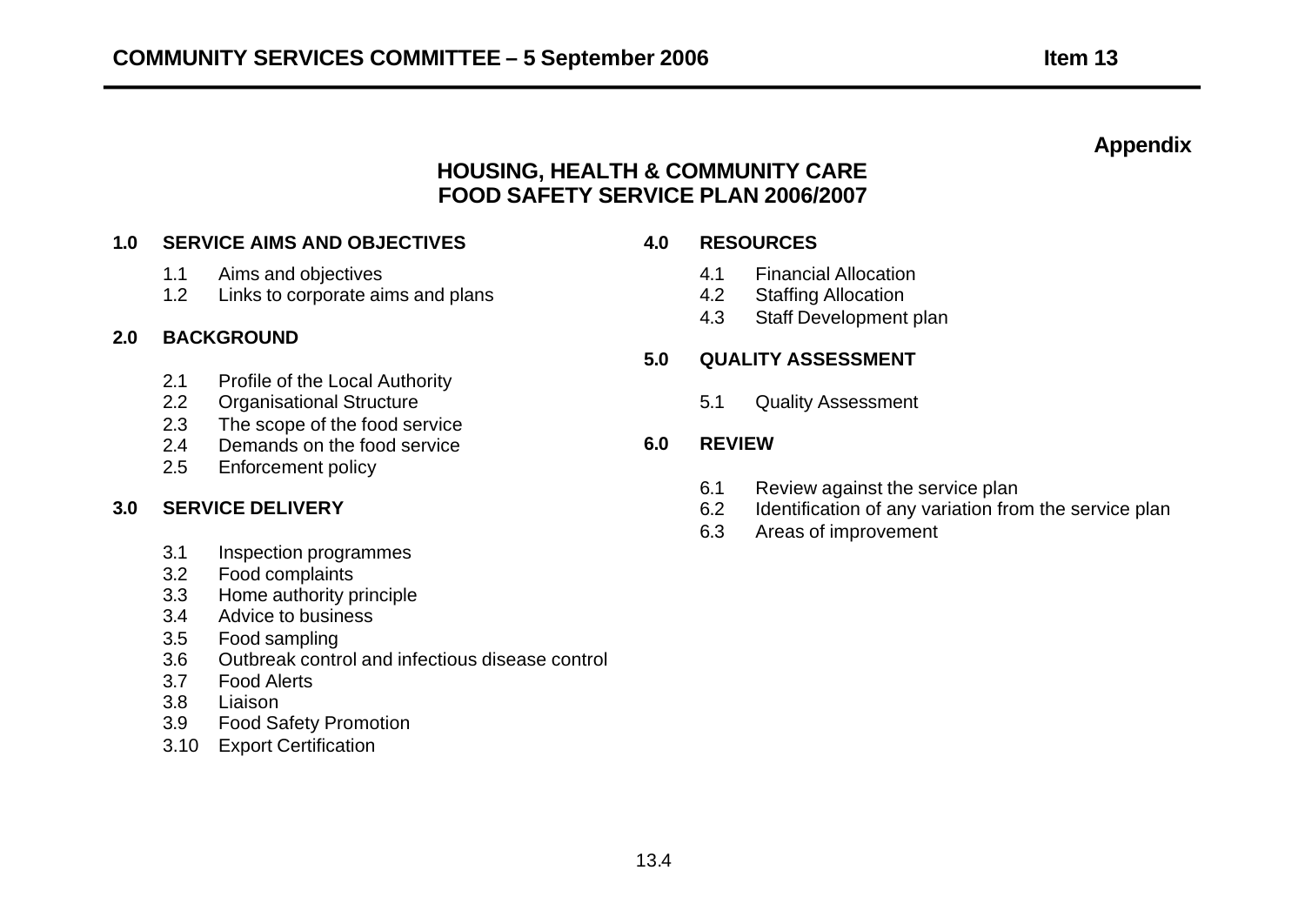**Appendix**

# HOUSING, HEALTH & COMMUNITY CARE FOOD SAFETY SERVICE PLAN 2006/2007

**1.0 SERVICE AIMS AND OBJECTIVES**

- 1.1 Aims and objectives
- 1.2 Links to corporate aims and plans

**2.0 BACKGROUND**

- 2.1 Profile of the Local Authority
- 2.2 Organisational Structure
- 2.3 The scope of the food service
- 2.4 Demands on the food service
- 2.5 Enforcement policy

**3.0 SERVICE DELIVERY**

- 3.1 Inspection programmes
- 3.2 Food complaints
- 3.3 Home authority principle
- 3.4 Advice to business
- 3.5 Food sampling
- 3.6 Outbreak control and infectious disease control
- 3.7 Food Alerts
- 3.8 Liaison
- 3.9 Food Safety Promotion
- 3.10 Export Certification

**4.0 RESOURCES**

- 4.1 Financial Allocation
- 4.2 Staffing Allocation
- 4.3 Staff Development plan

**5.0 QUALITY ASSESSMENT**

- 5.1 Quality Assessment

**6.0 REVIEW**

- 6.1 Review against the service plan
- 6.2 Identification of any variation from the service plan
- 6.3 Areas of improvement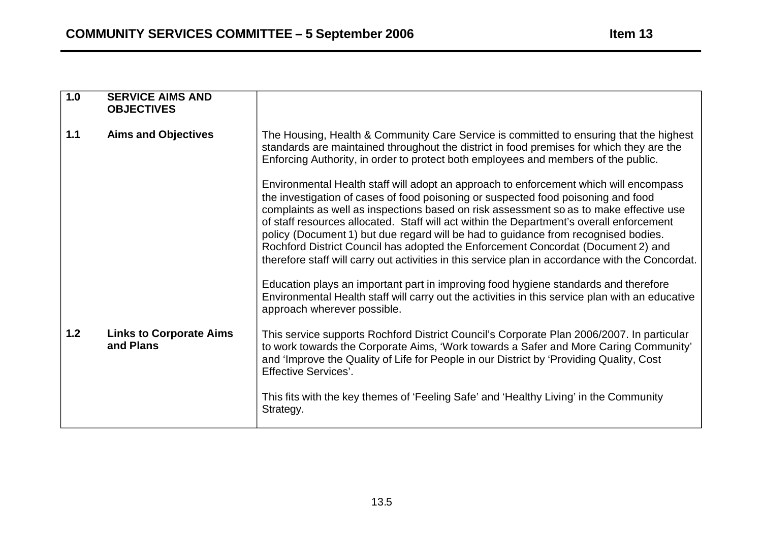| | | |
|---|---|---|
| **1.0** | **SERVICE AIMS AND OBJECTIVES** | |
| **1.1** | **Aims and Objectives** | The Housing, Health & Community Care Service is committed to ensuring that the highest standards are maintained throughout the district in food premises for which they are the Enforcing Authority, in order to protect both employees and members of the public.<br><br>Environmental Health staff will adopt an approach to enforcement which will encompass the investigation of cases of food poisoning or suspected food poisoning and food complaints as well as inspections based on risk assessment so as to make effective use of staff resources allocated. Staff will act within the Department's overall enforcement policy (Document 1) but due regard will be had to guidance from recognised bodies. Rochford District Council has adopted the Enforcement Concordat (Document 2) and therefore staff will carry out activities in this service plan in accordance with the Concordat.<br><br>Education plays an important part in improving food hygiene standards and therefore Environmental Health staff will carry out the activities in this service plan with an educative approach wherever possible. |
| **1.2** | **Links to Corporate Aims and Plans** | This service supports Rochford District Council's Corporate Plan 2006/2007. In particular to work towards the Corporate Aims, 'Work towards a Safer and More Caring Community' and 'Improve the Quality of Life for People in our District by 'Providing Quality, Cost Effective Services'.<br><br>This fits with the key themes of 'Feeling Safe' and 'Healthy Living' in the Community Strategy. |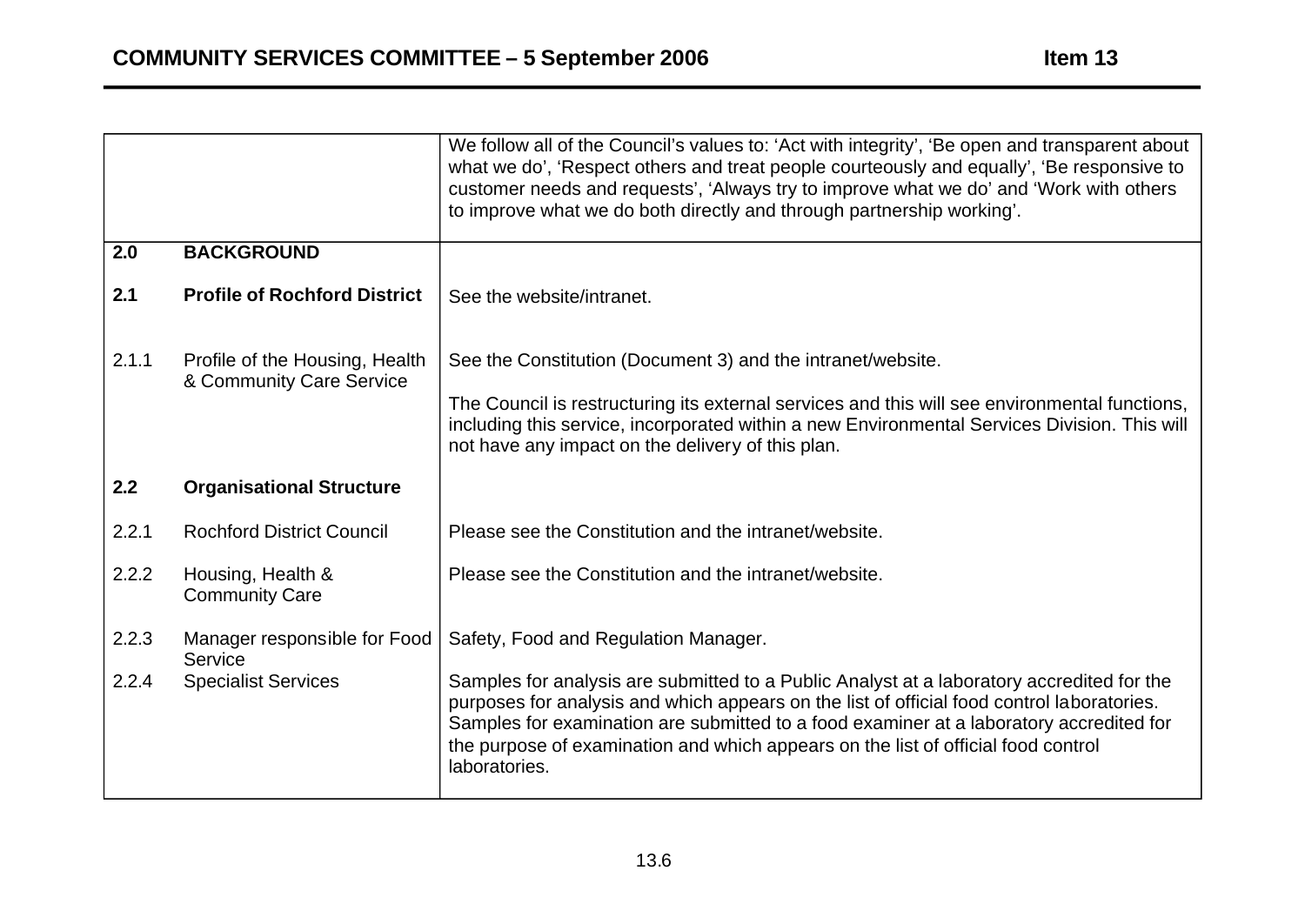| | | |
|---|---|---|
| | | We follow all of the Council's values to: 'Act with integrity', 'Be open and transparent about what we do', 'Respect others and treat people courteously and equally', 'Be responsive to customer needs and requests', 'Always try to improve what we do' and 'Work with others to improve what we do both directly and through partnership working'. |
| **2.0** | **BACKGROUND** | |
| **2.1** | **Profile of Rochford District** | See the website/intranet. |
| 2.1.1 | Profile of the Housing, Health & Community Care Service | See the Constitution (Document 3) and the intranet/website.<br><br>The Council is restructuring its external services and this will see environmental functions, including this service, incorporated within a new Environmental Services Division. This will not have any impact on the delivery of this plan. |
| **2.2** | **Organisational Structure** | |
| 2.2.1 | Rochford District Council | Please see the Constitution and the intranet/website. |
| 2.2.2 | Housing, Health & Community Care | Please see the Constitution and the intranet/website. |
| 2.2.3 | Manager responsible for Food Service | Safety, Food and Regulation Manager. |
| 2.2.4 | Specialist Services | Samples for analysis are submitted to a Public Analyst at a laboratory accredited for the purposes for analysis and which appears on the list of official food control laboratories. Samples for examination are submitted to a food examiner at a laboratory accredited for the purpose of examination and which appears on the list of official food control laboratories. |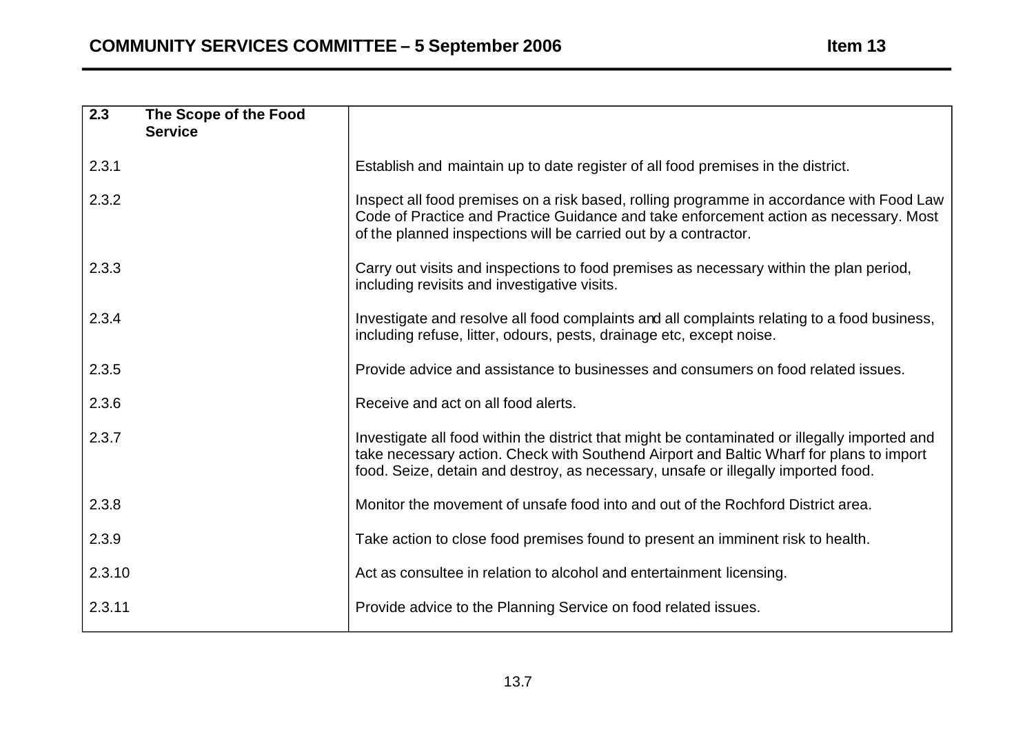| 2.3 | **The Scope of the Food Service** | |
|---|---|---|
| 2.3.1 | | Establish and maintain up to date register of all food premises in the district. |
| 2.3.2 | | Inspect all food premises on a risk based, rolling programme in accordance with Food Law Code of Practice and Practice Guidance and take enforcement action as necessary. Most of the planned inspections will be carried out by a contractor. |
| 2.3.3 | | Carry out visits and inspections to food premises as necessary within the plan period, including revisits and investigative visits. |
| 2.3.4 | | Investigate and resolve all food complaints and all complaints relating to a food business, including refuse, litter, odours, pests, drainage etc, except noise. |
| 2.3.5 | | Provide advice and assistance to businesses and consumers on food related issues. |
| 2.3.6 | | Receive and act on all food alerts. |
| 2.3.7 | | Investigate all food within the district that might be contaminated or illegally imported and take necessary action. Check with Southend Airport and Baltic Wharf for plans to import food. Seize, detain and destroy, as necessary, unsafe or illegally imported food. |
| 2.3.8 | | Monitor the movement of unsafe food into and out of the Rochford District area. |
| 2.3.9 | | Take action to close food premises found to present an imminent risk to health. |
| 2.3.10 | | Act as consultee in relation to alcohol and entertainment licensing. |
| 2.3.11 | | Provide advice to the Planning Service on food related issues. |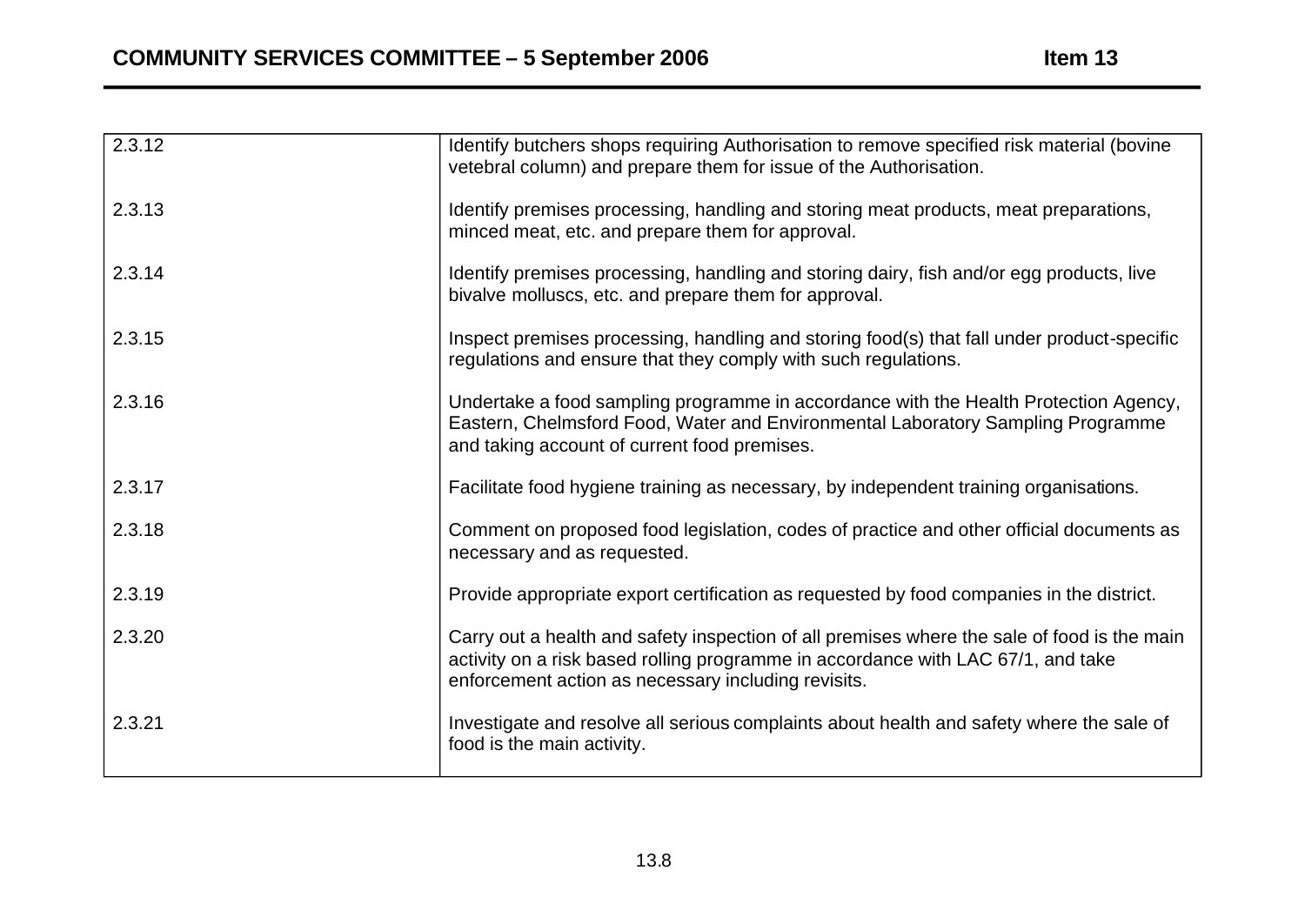| | |
|---|---|
| 2.3.12 | Identify butchers shops requiring Authorisation to remove specified risk material (bovine vetebral column) and prepare them for issue of the Authorisation. |
| 2.3.13 | Identify premises processing, handling and storing meat products, meat preparations, minced meat, etc. and prepare them for approval. |
| 2.3.14 | Identify premises processing, handling and storing dairy, fish and/or egg products, live bivalve molluscs, etc. and prepare them for approval. |
| 2.3.15 | Inspect premises processing, handling and storing food(s) that fall under product-specific regulations and ensure that they comply with such regulations. |
| 2.3.16 | Undertake a food sampling programme in accordance with the Health Protection Agency, Eastern, Chelmsford Food, Water and Environmental Laboratory Sampling Programme and taking account of current food premises. |
| 2.3.17 | Facilitate food hygiene training as necessary, by independent training organisations. |
| 2.3.18 | Comment on proposed food legislation, codes of practice and other official documents as necessary and as requested. |
| 2.3.19 | Provide appropriate export certification as requested by food companies in the district. |
| 2.3.20 | Carry out a health and safety inspection of all premises where the sale of food is the main activity on a risk based rolling programme in accordance with LAC 67/1, and take enforcement action as necessary including revisits. |
| 2.3.21 | Investigate and resolve all serious complaints about health and safety where the sale of food is the main activity. |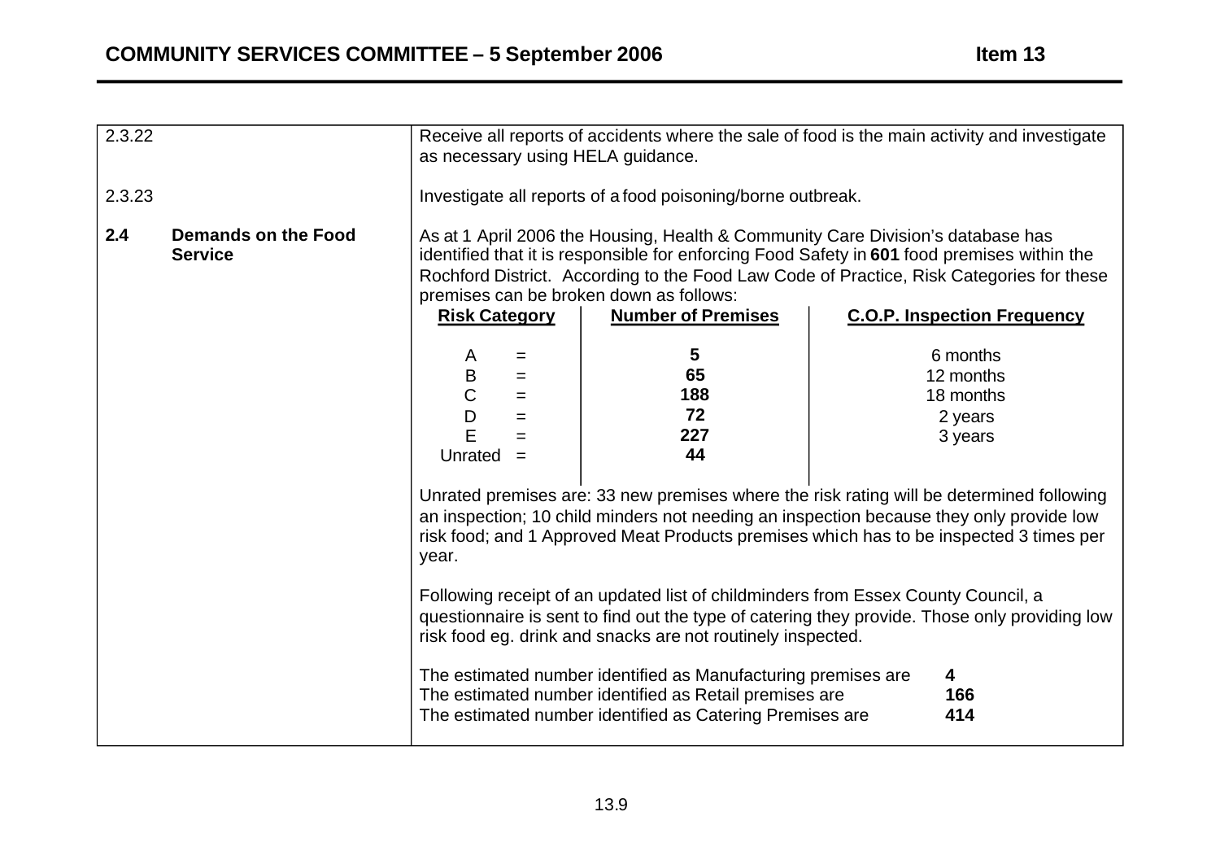2.3.22 Receive all reports of accidents where the sale of food is the main activity and investigate as necessary using HELA guidance.

2.3.23 Investigate all reports of a food poisoning/borne outbreak.

**2.4 Demands on the Food Service**

As at 1 April 2006 the Housing, Health & Community Care Division's database has identified that it is responsible for enforcing Food Safety in **601** food premises within the Rochford District. According to the Food Law Code of Practice, Risk Categories for these premises can be broken down as follows:

| Risk Category | Number of Premises | C.O.P. Inspection Frequency |
|---|---|---|
| A = | **5** | 6 months |
| B = | **65** | 12 months |
| C = | **188** | 18 months |
| D = | **72** | 2 years |
| E = | **227** | 3 years |
| Unrated = | **44** | |

Unrated premises are: 33 new premises where the risk rating will be determined following an inspection; 10 child minders not needing an inspection because they only provide low risk food; and 1 Approved Meat Products premises which has to be inspected 3 times per year.

Following receipt of an updated list of childminders from Essex County Council, a questionnaire is sent to find out the type of catering they provide. Those only providing low risk food eg. drink and snacks are not routinely inspected.

The estimated number identified as Manufacturing premises are **4**
The estimated number identified as Retail premises are **166**
The estimated number identified as Catering Premises are **414**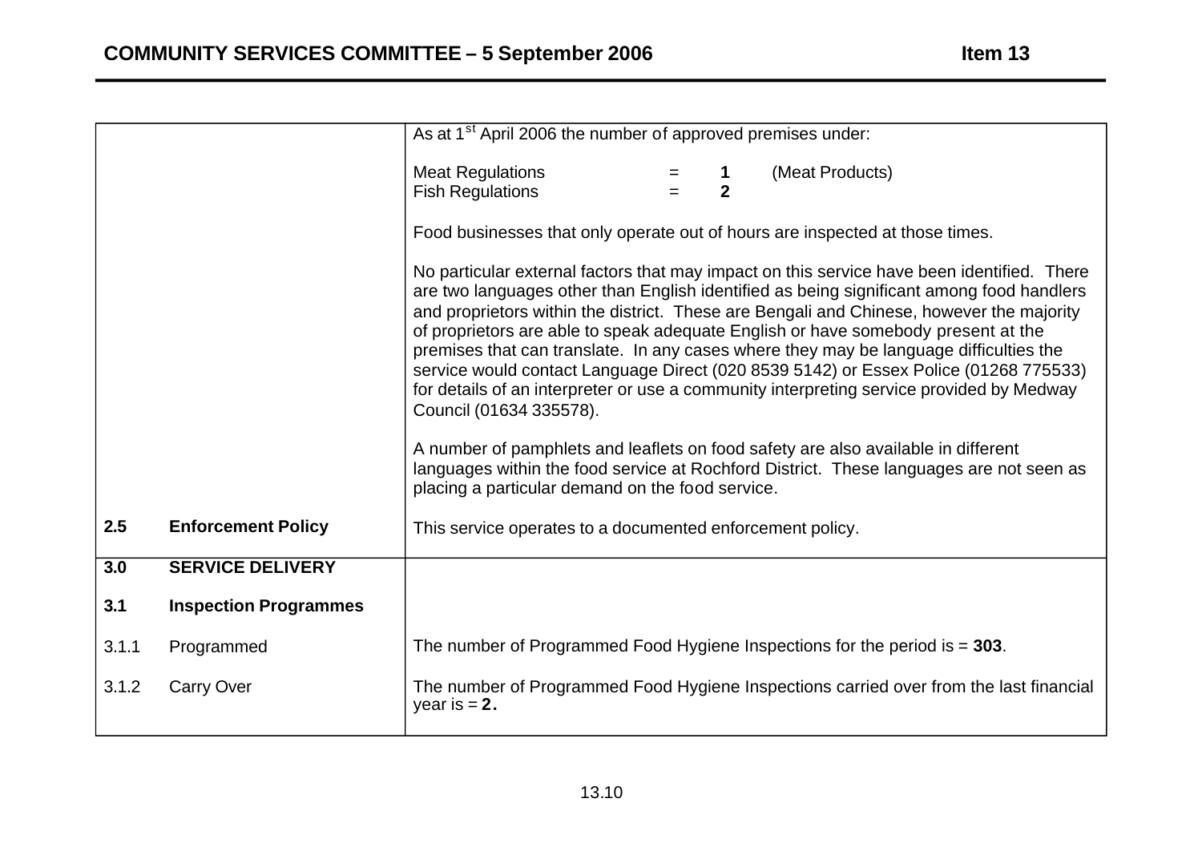| | |
|---|---|
| | As at 1st April 2006 the number of approved premises under:<br><br>Meat Regulations = **1** (Meat Products)<br>Fish Regulations = **2**<br><br>Food businesses that only operate out of hours are inspected at those times.<br><br>No particular external factors that may impact on this service have been identified. There are two languages other than English identified as being significant among food handlers and proprietors within the district. These are Bengali and Chinese, however the majority of proprietors are able to speak adequate English or have somebody present at the premises that can translate. In any cases where they may be language difficulties the service would contact Language Direct (020 8539 5142) or Essex Police (01268 775533) for details of an interpreter or use a community interpreting service provided by Medway Council (01634 335578).<br><br>A number of pamphlets and leaflets on food safety are also available in different languages within the food service at Rochford District. These languages are not seen as placing a particular demand on the food service. |
| **2.5 Enforcement Policy** | This service operates to a documented enforcement policy. |
| **3.0 SERVICE DELIVERY** | |
| **3.1 Inspection Programmes** | |
| 3.1.1 Programmed | The number of Programmed Food Hygiene Inspections for the period is = **303**. |
| 3.1.2 Carry Over | The number of Programmed Food Hygiene Inspections carried over from the last financial year is = **2.** |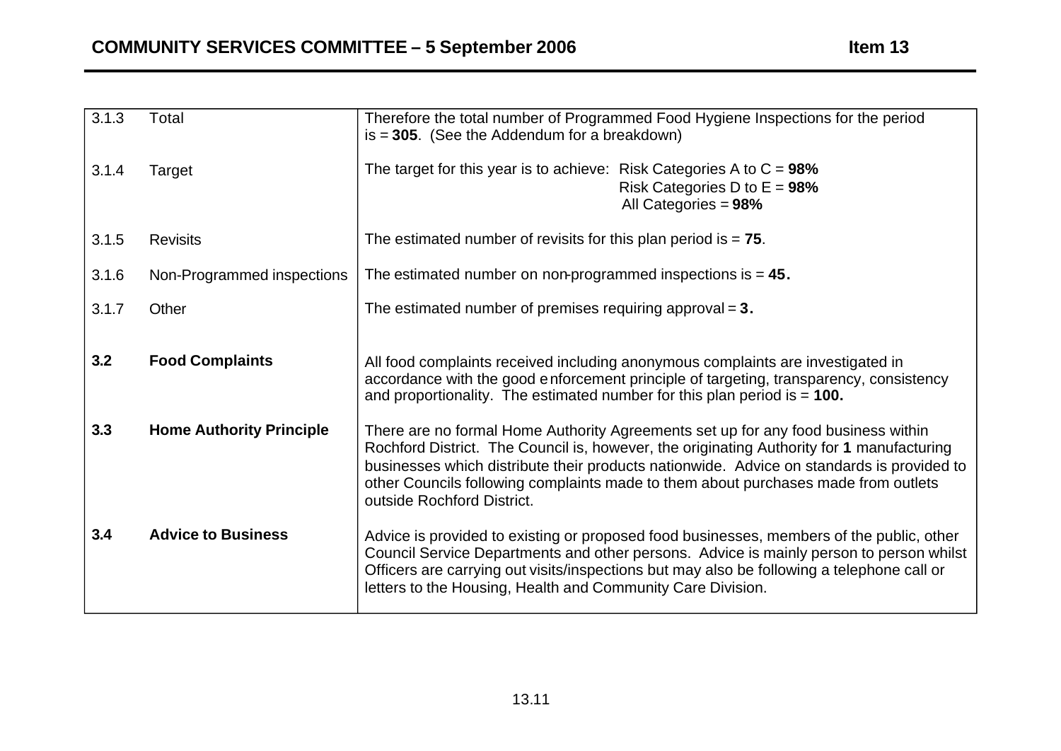| | | |
|---|---|---|
| 3.1.3 | Total | Therefore the total number of Programmed Food Hygiene Inspections for the period is = **305**. (See the Addendum for a breakdown) |
| 3.1.4 | Target | The target for this year is to achieve: Risk Categories A to C = **98%**<br>Risk Categories D to E = **98%**<br>All Categories = **98%** |
| 3.1.5 | Revisits | The estimated number of revisits for this plan period is = **75**. |
| 3.1.6 | Non-Programmed inspections | The estimated number on non-programmed inspections is = **45.** |
| 3.1.7 | Other | The estimated number of premises requiring approval = **3.** |
| **3.2** | **Food Complaints** | All food complaints received including anonymous complaints are investigated in accordance with the good enforcement principle of targeting, transparency, consistency and proportionality. The estimated number for this plan period is = **100.** |
| **3.3** | **Home Authority Principle** | There are no formal Home Authority Agreements set up for any food business within Rochford District. The Council is, however, the originating Authority for **1** manufacturing businesses which distribute their products nationwide. Advice on standards is provided to other Councils following complaints made to them about purchases made from outlets outside Rochford District. |
| **3.4** | **Advice to Business** | Advice is provided to existing or proposed food businesses, members of the public, other Council Service Departments and other persons. Advice is mainly person to person whilst Officers are carrying out visits/inspections but may also be following a telephone call or letters to the Housing, Health and Community Care Division. |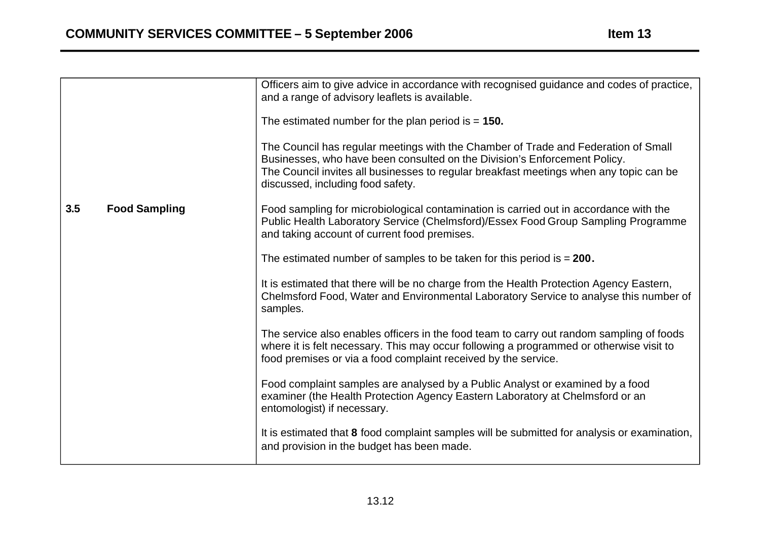| | |
|---|---|
| | Officers aim to give advice in accordance with recognised guidance and codes of practice, and a range of advisory leaflets is available.<br><br>The estimated number for the plan period is = **150.**<br><br>The Council has regular meetings with the Chamber of Trade and Federation of Small Businesses, who have been consulted on the Division's Enforcement Policy.<br>The Council invites all businesses to regular breakfast meetings when any topic can be discussed, including food safety. |
| **3.5 Food Sampling** | Food sampling for microbiological contamination is carried out in accordance with the Public Health Laboratory Service (Chelmsford)/Essex Food Group Sampling Programme and taking account of current food premises.<br><br>The estimated number of samples to be taken for this period is = **200.**<br><br>It is estimated that there will be no charge from the Health Protection Agency Eastern, Chelmsford Food, Water and Environmental Laboratory Service to analyse this number of samples.<br><br>The service also enables officers in the food team to carry out random sampling of foods where it is felt necessary. This may occur following a programmed or otherwise visit to food premises or via a food complaint received by the service.<br><br>Food complaint samples are analysed by a Public Analyst or examined by a food examiner (the Health Protection Agency Eastern Laboratory at Chelmsford or an entomologist) if necessary.<br><br>It is estimated that **8** food complaint samples will be submitted for analysis or examination, and provision in the budget has been made. |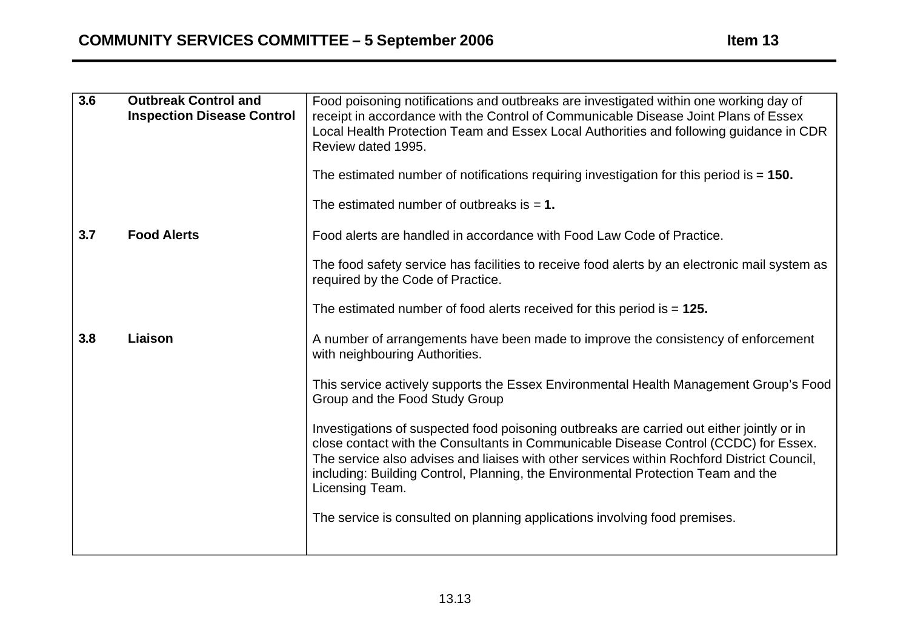| | | |
|---|---|---|
| **3.6** | **Outbreak Control and Inspection Disease Control** | Food poisoning notifications and outbreaks are investigated within one working day of receipt in accordance with the Control of Communicable Disease Joint Plans of Essex Local Health Protection Team and Essex Local Authorities and following guidance in CDR Review dated 1995.<br><br>The estimated number of notifications requiring investigation for this period is = **150.**<br><br>The estimated number of outbreaks is = **1.** |
| **3.7** | **Food Alerts** | Food alerts are handled in accordance with Food Law Code of Practice.<br><br>The food safety service has facilities to receive food alerts by an electronic mail system as required by the Code of Practice.<br><br>The estimated number of food alerts received for this period is = **125.** |
| **3.8** | **Liaison** | A number of arrangements have been made to improve the consistency of enforcement with neighbouring Authorities.<br><br>This service actively supports the Essex Environmental Health Management Group's Food Group and the Food Study Group<br><br>Investigations of suspected food poisoning outbreaks are carried out either jointly or in close contact with the Consultants in Communicable Disease Control (CCDC) for Essex. The service also advises and liaises with other services within Rochford District Council, including: Building Control, Planning, the Environmental Protection Team and the Licensing Team.<br><br>The service is consulted on planning applications involving food premises. |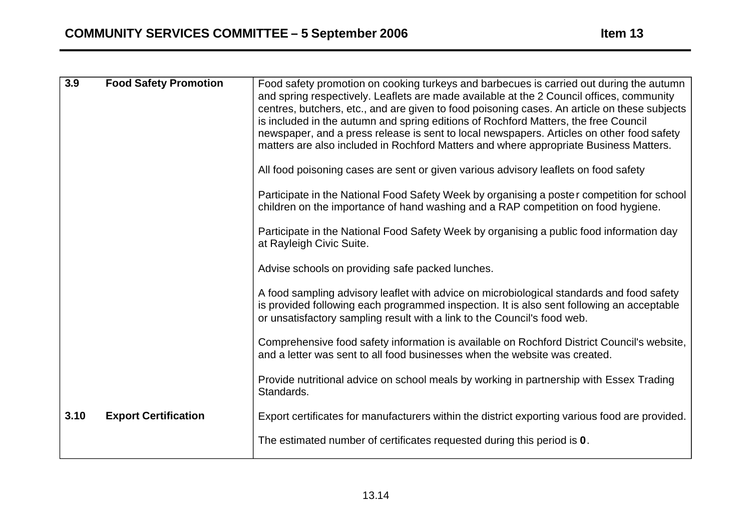| | | |
|---|---|---|
| **3.9** | **Food Safety Promotion** | Food safety promotion on cooking turkeys and barbecues is carried out during the autumn and spring respectively. Leaflets are made available at the 2 Council offices, community centres, butchers, etc., and are given to food poisoning cases. An article on these subjects is included in the autumn and spring editions of Rochford Matters, the free Council newspaper, and a press release is sent to local newspapers. Articles on other food safety matters are also included in Rochford Matters and where appropriate Business Matters.<br><br>All food poisoning cases are sent or given various advisory leaflets on food safety<br><br>Participate in the National Food Safety Week by organising a poster competition for school children on the importance of hand washing and a RAP competition on food hygiene.<br><br>Participate in the National Food Safety Week by organising a public food information day at Rayleigh Civic Suite.<br><br>Advise schools on providing safe packed lunches.<br><br>A food sampling advisory leaflet with advice on microbiological standards and food safety is provided following each programmed inspection. It is also sent following an acceptable or unsatisfactory sampling result with a link to the Council's food web.<br><br>Comprehensive food safety information is available on Rochford District Council's website, and a letter was sent to all food businesses when the website was created.<br><br>Provide nutritional advice on school meals by working in partnership with Essex Trading Standards. |
| **3.10** | **Export Certification** | Export certificates for manufacturers within the district exporting various food are provided.<br><br>The estimated number of certificates requested during this period is **0**. |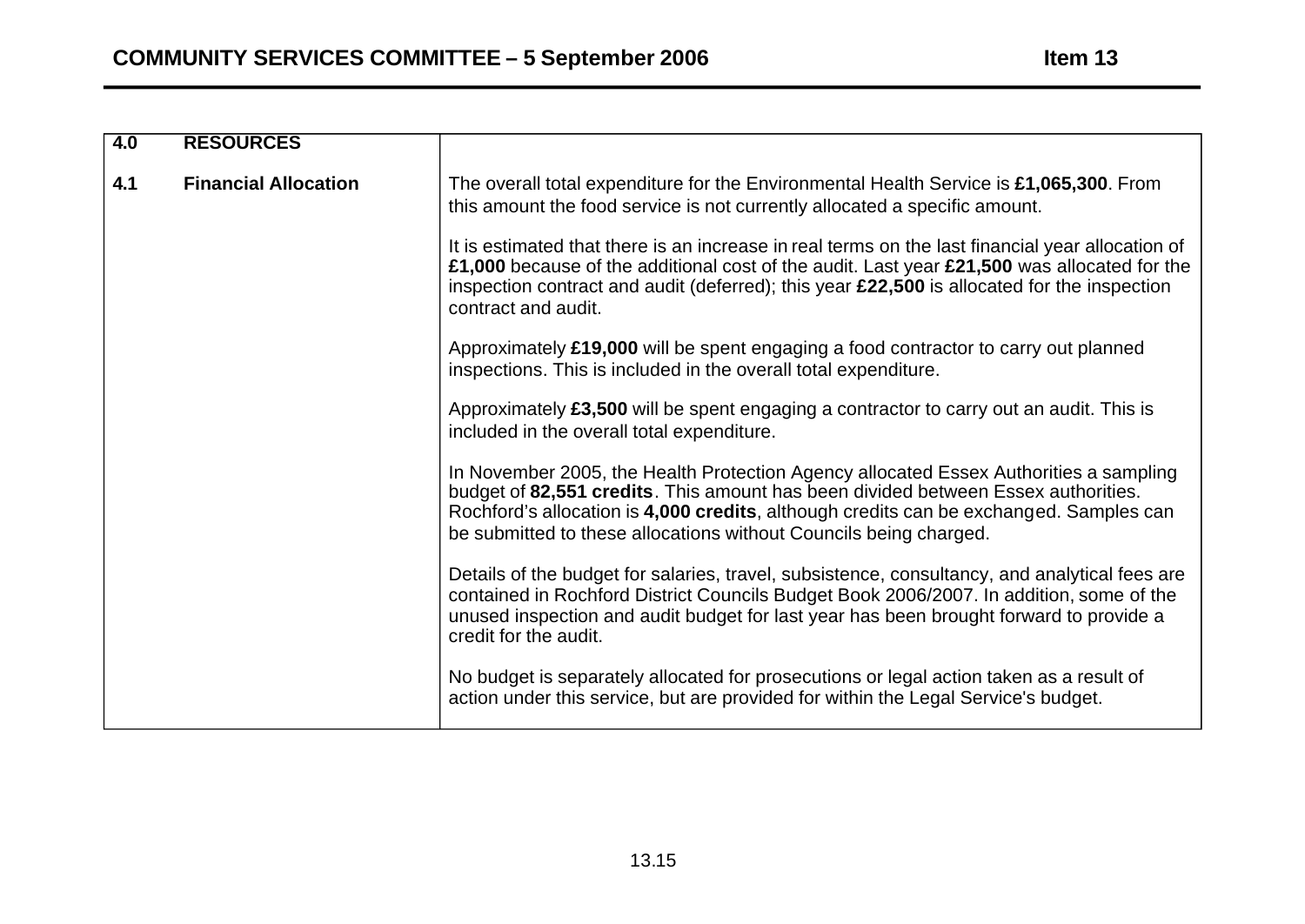| **4.0 RESOURCES** | |
|---|---|
| **4.1 Financial Allocation** | The overall total expenditure for the Environmental Health Service is **£1,065,300**. From this amount the food service is not currently allocated a specific amount.<br><br>It is estimated that there is an increase in real terms on the last financial year allocation of **£1,000** because of the additional cost of the audit. Last year **£21,500** was allocated for the inspection contract and audit (deferred); this year **£22,500** is allocated for the inspection contract and audit.<br><br>Approximately **£19,000** will be spent engaging a food contractor to carry out planned inspections. This is included in the overall total expenditure.<br><br>Approximately **£3,500** will be spent engaging a contractor to carry out an audit. This is included in the overall total expenditure.<br><br>In November 2005, the Health Protection Agency allocated Essex Authorities a sampling budget of **82,551 credits**. This amount has been divided between Essex authorities. Rochford's allocation is **4,000 credits**, although credits can be exchanged. Samples can be submitted to these allocations without Councils being charged.<br><br>Details of the budget for salaries, travel, subsistence, consultancy, and analytical fees are contained in Rochford District Councils Budget Book 2006/2007. In addition, some of the unused inspection and audit budget for last year has been brought forward to provide a credit for the audit.<br><br>No budget is separately allocated for prosecutions or legal action taken as a result of action under this service, but are provided for within the Legal Service's budget. |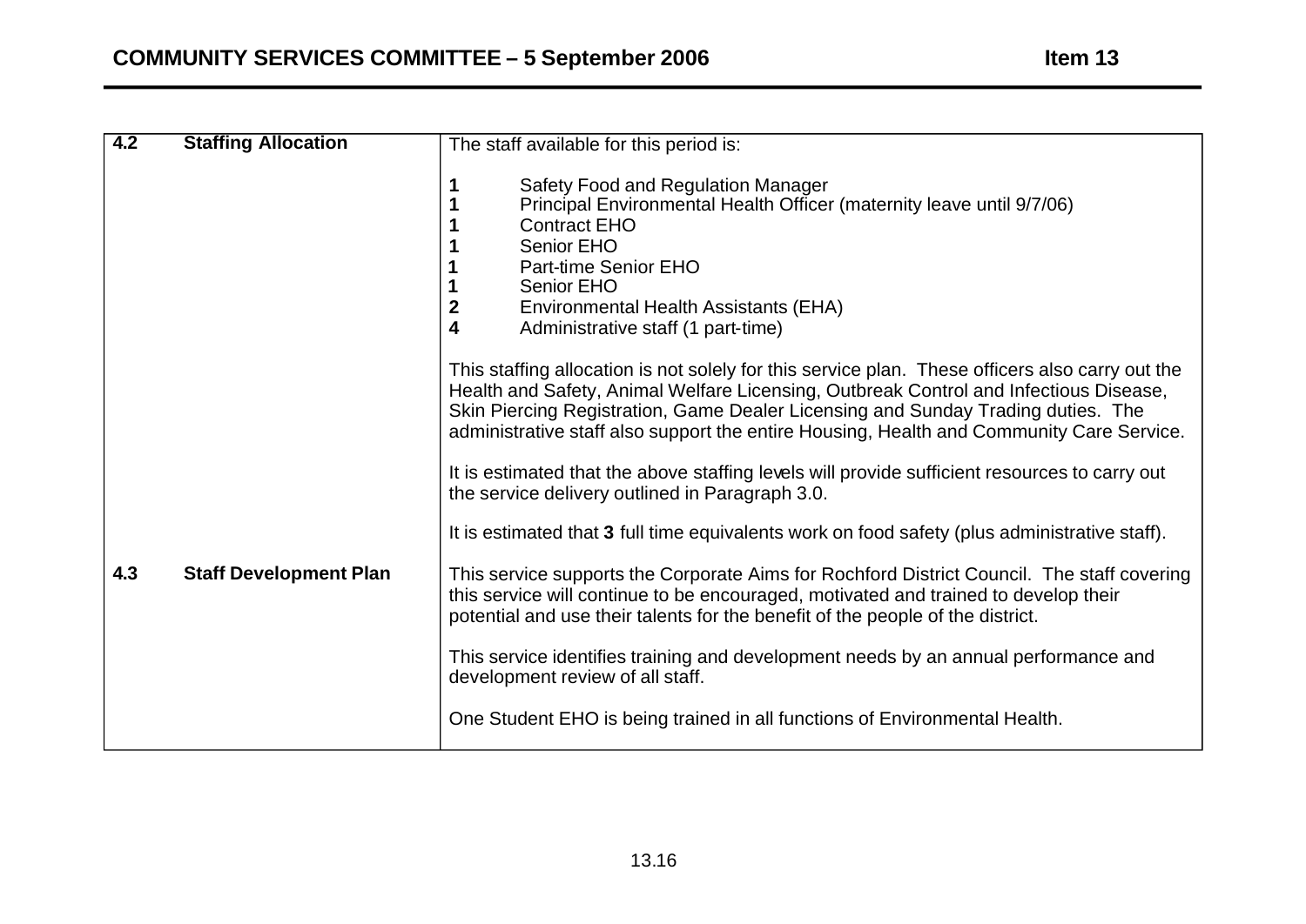| | |
|---|---|
| **4.2 Staffing Allocation** | The staff available for this period is:<br><br>**1** Safety Food and Regulation Manager<br>**1** Principal Environmental Health Officer (maternity leave until 9/7/06)<br>**1** Contract EHO<br>**1** Senior EHO<br>**1** Part-time Senior EHO<br>**1** Senior EHO<br>**2** Environmental Health Assistants (EHA)<br>**4** Administrative staff (1 part-time)<br><br>This staffing allocation is not solely for this service plan. These officers also carry out the Health and Safety, Animal Welfare Licensing, Outbreak Control and Infectious Disease, Skin Piercing Registration, Game Dealer Licensing and Sunday Trading duties. The administrative staff also support the entire Housing, Health and Community Care Service.<br><br>It is estimated that the above staffing levels will provide sufficient resources to carry out the service delivery outlined in Paragraph 3.0.<br><br>It is estimated that **3** full time equivalents work on food safety (plus administrative staff). |
| **4.3 Staff Development Plan** | This service supports the Corporate Aims for Rochford District Council. The staff covering this service will continue to be encouraged, motivated and trained to develop their potential and use their talents for the benefit of the people of the district.<br><br>This service identifies training and development needs by an annual performance and development review of all staff.<br><br>One Student EHO is being trained in all functions of Environmental Health. |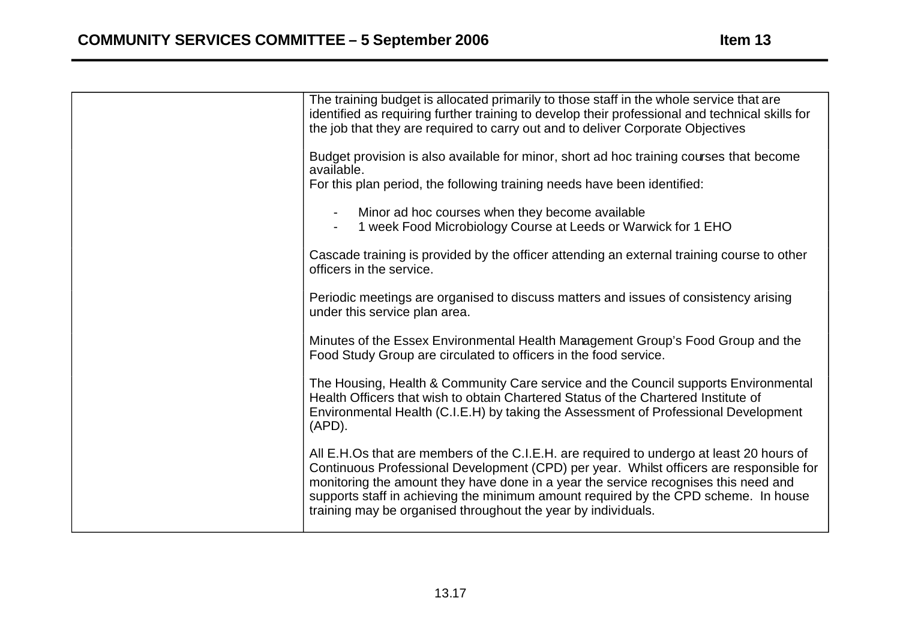| | |
|---|---|
| | The training budget is allocated primarily to those staff in the whole service that are identified as requiring further training to develop their professional and technical skills for the job that they are required to carry out and to deliver Corporate Objectives<br><br>Budget provision is also available for minor, short ad hoc training courses that become available.<br>For this plan period, the following training needs have been identified:<br><br>- Minor ad hoc courses when they become available<br>- 1 week Food Microbiology Course at Leeds or Warwick for 1 EHO<br><br>Cascade training is provided by the officer attending an external training course to other officers in the service.<br><br>Periodic meetings are organised to discuss matters and issues of consistency arising under this service plan area.<br><br>Minutes of the Essex Environmental Health Management Group's Food Group and the Food Study Group are circulated to officers in the food service.<br><br>The Housing, Health & Community Care service and the Council supports Environmental Health Officers that wish to obtain Chartered Status of the Chartered Institute of Environmental Health (C.I.E.H) by taking the Assessment of Professional Development (APD).<br><br>All E.H.Os that are members of the C.I.E.H. are required to undergo at least 20 hours of Continuous Professional Development (CPD) per year. Whilst officers are responsible for monitoring the amount they have done in a year the service recognises this need and supports staff in achieving the minimum amount required by the CPD scheme. In house training may be organised throughout the year by individuals. |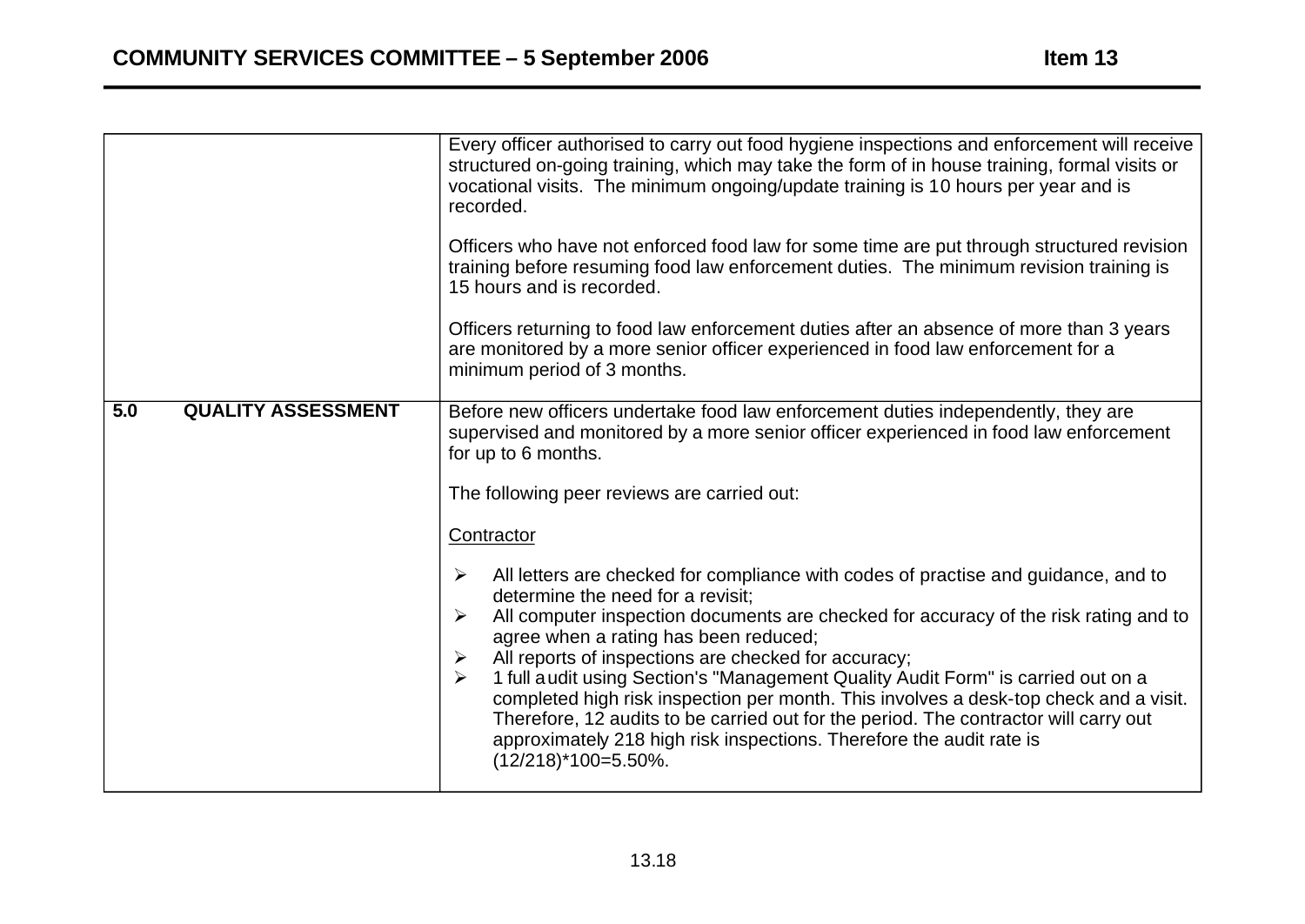| | |
|---|---|
| | Every officer authorised to carry out food hygiene inspections and enforcement will receive structured on-going training, which may take the form of in house training, formal visits or vocational visits. The minimum ongoing/update training is 10 hours per year and is recorded.<br><br>Officers who have not enforced food law for some time are put through structured revision training before resuming food law enforcement duties. The minimum revision training is 15 hours and is recorded.<br><br>Officers returning to food law enforcement duties after an absence of more than 3 years are monitored by a more senior officer experienced in food law enforcement for a minimum period of 3 months. |
| **5.0 QUALITY ASSESSMENT** | Before new officers undertake food law enforcement duties independently, they are supervised and monitored by a more senior officer experienced in food law enforcement for up to 6 months.<br><br>The following peer reviews are carried out:<br><br><u>Contractor</u><br><br>➢ All letters are checked for compliance with codes of practise and guidance, and to determine the need for a revisit;<br>➢ All computer inspection documents are checked for accuracy of the risk rating and to agree when a rating has been reduced;<br>➢ All reports of inspections are checked for accuracy;<br>➢ 1 full audit using Section's "Management Quality Audit Form" is carried out on a completed high risk inspection per month. This involves a desk-top check and a visit. Therefore, 12 audits to be carried out for the period. The contractor will carry out approximately 218 high risk inspections. Therefore the audit rate is (12/218)*100=5.50%. |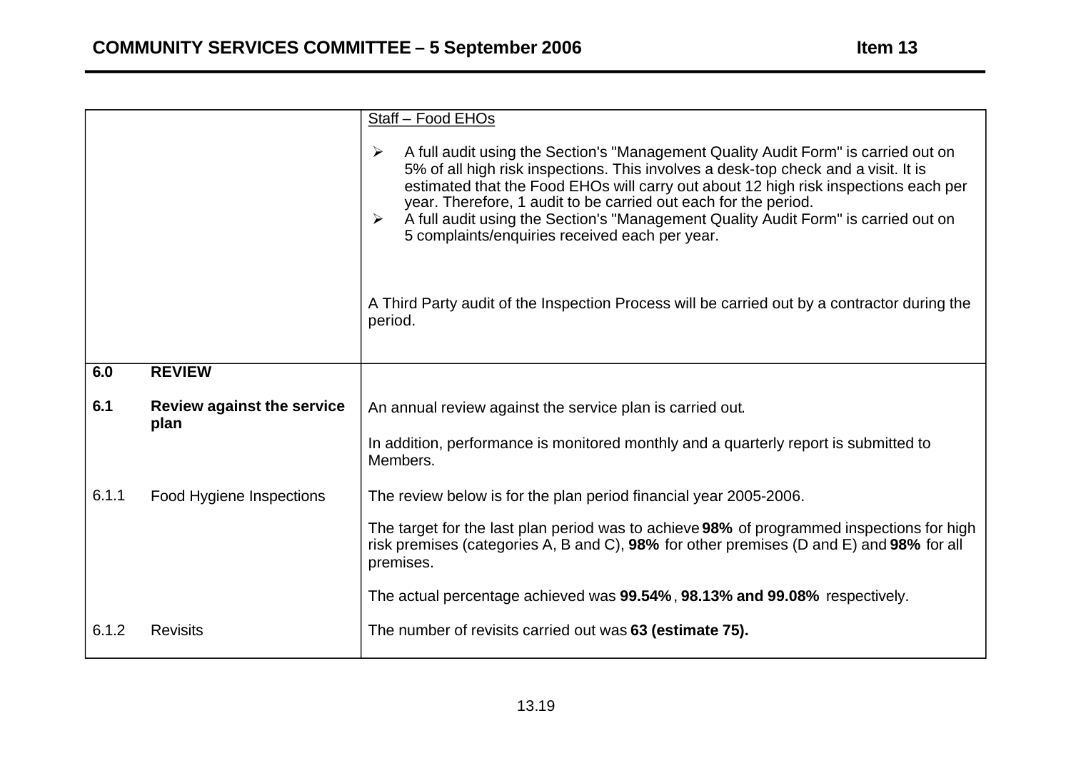| | |
|---|---|
| | <u>Staff – Food EHOs</u><br><br>➢ A full audit using the Section's "Management Quality Audit Form" is carried out on 5% of all high risk inspections. This involves a desk-top check and a visit. It is estimated that the Food EHOs will carry out about 12 high risk inspections each per year. Therefore, 1 audit to be carried out each for the period.<br>➢ A full audit using the Section's "Management Quality Audit Form" is carried out on 5 complaints/enquiries received each per year.<br><br>A Third Party audit of the Inspection Process will be carried out by a contractor during the period. |
| **6.0 REVIEW** | |
| **6.1 Review against the service plan** | An annual review against the service plan is carried out.<br><br>In addition, performance is monitored monthly and a quarterly report is submitted to Members. |
| 6.1.1 Food Hygiene Inspections | The review below is for the plan period financial year 2005-2006.<br><br>The target for the last plan period was to achieve **98%** of programmed inspections for high risk premises (categories A, B and C), **98%** for other premises (D and E) and **98%** for all premises.<br><br>The actual percentage achieved was **99.54%**, **98.13% and 99.08%** respectively. |
| 6.1.2 Revisits | The number of revisits carried out was **63 (estimate 75).** |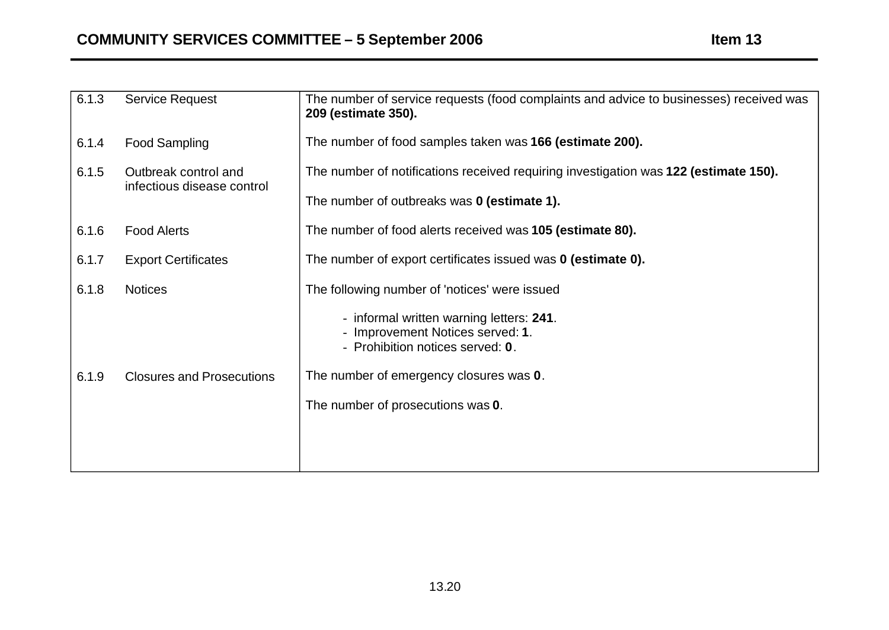| | | |
|---|---|---|
| 6.1.3 | Service Request | The number of service requests (food complaints and advice to businesses) received was **209 (estimate 350).** |
| 6.1.4 | Food Sampling | The number of food samples taken was **166 (estimate 200).** |
| 6.1.5 | Outbreak control and infectious disease control | The number of notifications received requiring investigation was **122 (estimate 150).**<br><br>The number of outbreaks was **0 (estimate 1).** |
| 6.1.6 | Food Alerts | The number of food alerts received was **105 (estimate 80).** |
| 6.1.7 | Export Certificates | The number of export certificates issued was **0 (estimate 0).** |
| 6.1.8 | Notices | The following number of 'notices' were issued<br><br>- informal written warning letters: **241**.<br>- Improvement Notices served: **1**.<br>- Prohibition notices served: **0**. |
| 6.1.9 | Closures and Prosecutions | The number of emergency closures was **0**.<br><br>The number of prosecutions was **0**. |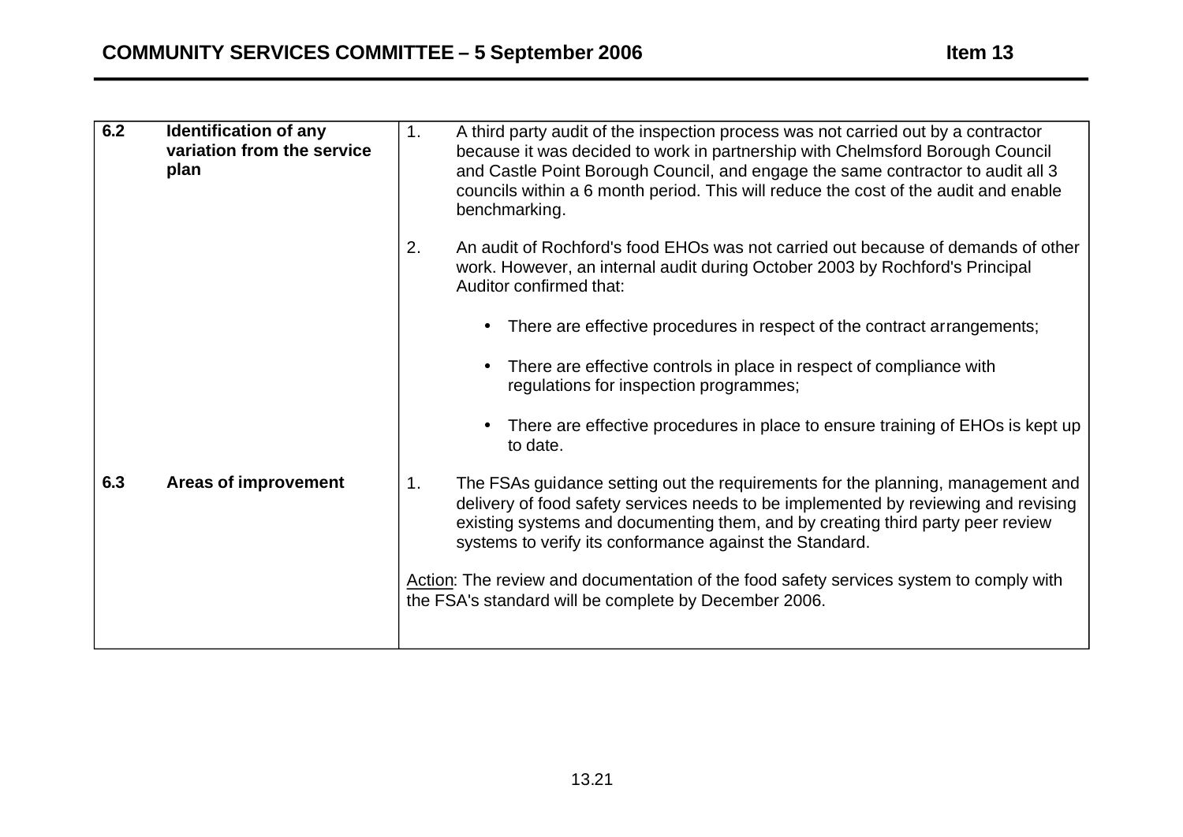| | | |
|---|---|---|
| **6.2** | **Identification of any variation from the service plan** | 1. A third party audit of the inspection process was not carried out by a contractor because it was decided to work in partnership with Chelmsford Borough Council and Castle Point Borough Council, and engage the same contractor to audit all 3 councils within a 6 month period. This will reduce the cost of the audit and enable benchmarking.<br><br>2. An audit of Rochford's food EHOs was not carried out because of demands of other work. However, an internal audit during October 2003 by Rochford's Principal Auditor confirmed that:<br><br>• There are effective procedures in respect of the contract arrangements;<br><br>• There are effective controls in place in respect of compliance with regulations for inspection programmes;<br><br>• There are effective procedures in place to ensure training of EHOs is kept up to date. |
| **6.3** | **Areas of improvement** | 1. The FSAs guidance setting out the requirements for the planning, management and delivery of food safety services needs to be implemented by reviewing and revising existing systems and documenting them, and by creating third party peer review systems to verify its conformance against the Standard.<br><br><u>Action</u>: The review and documentation of the food safety services system to comply with the FSA's standard will be complete by December 2006. |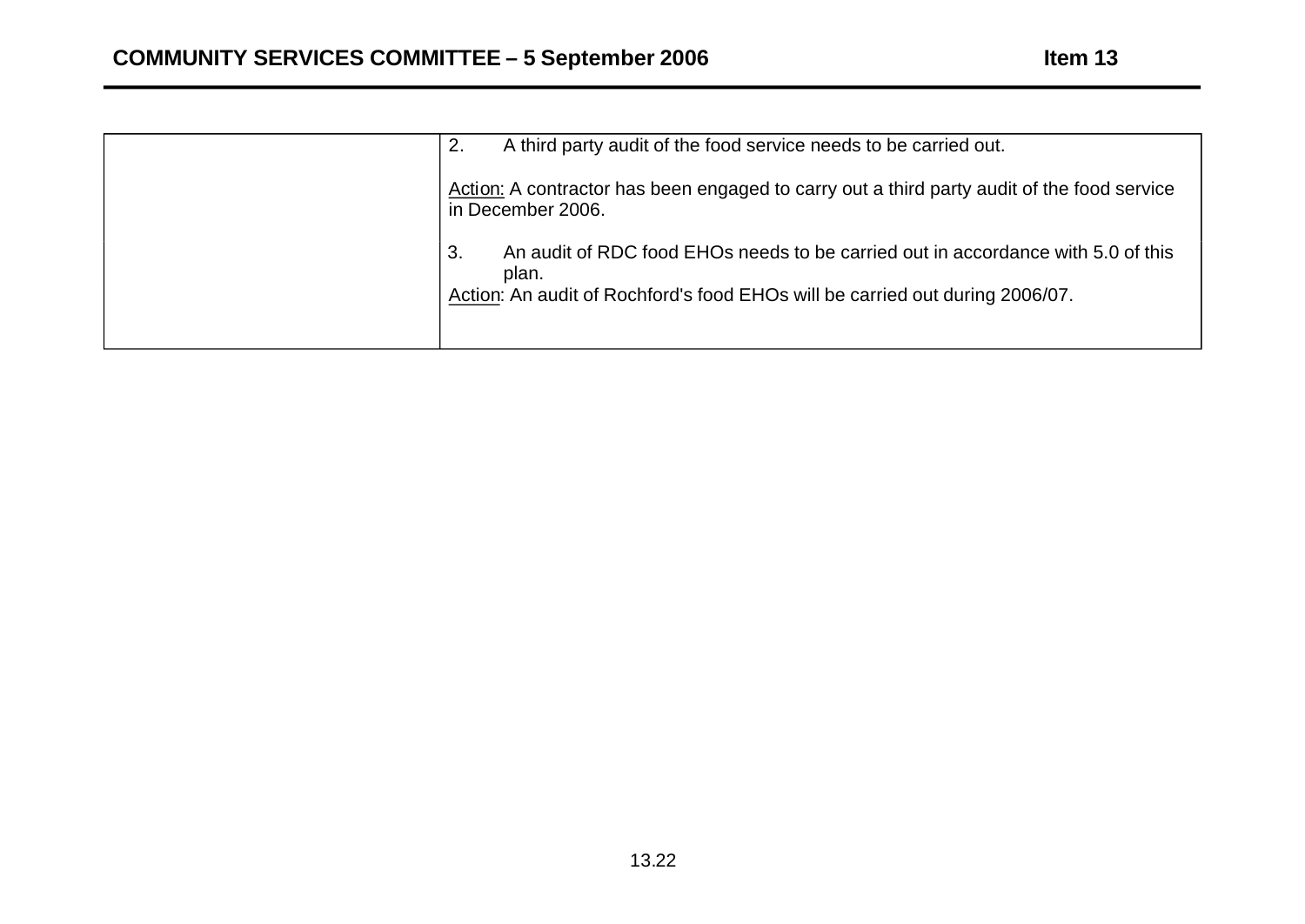|  |  |
| --- | --- |
|  | 2. A third party audit of the food service needs to be carried out.<br><br>Action: A contractor has been engaged to carry out a third party audit of the food service in December 2006.<br><br>3. An audit of RDC food EHOs needs to be carried out in accordance with 5.0 of this plan.<br>Action: An audit of Rochford's food EHOs will be carried out during 2006/07. |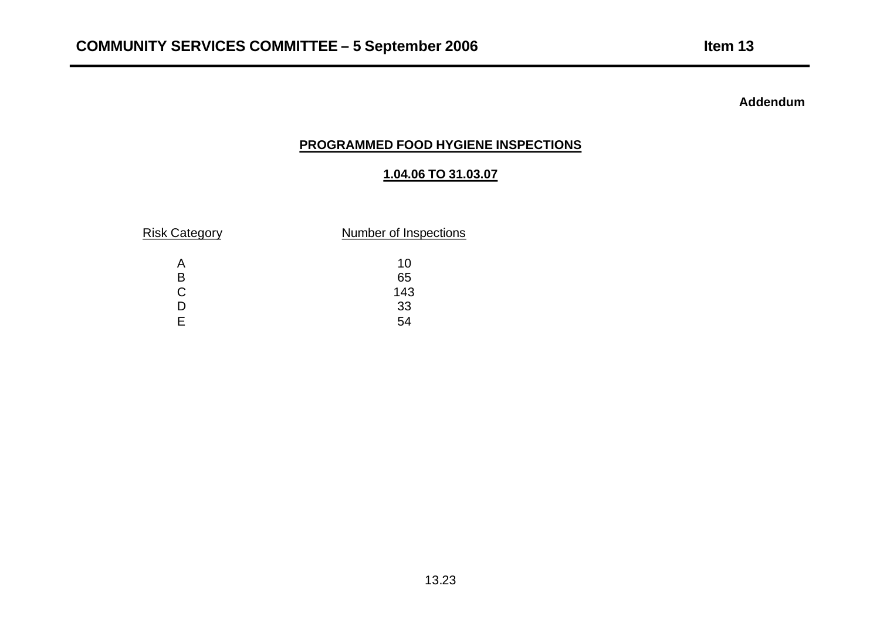**Addendum**

## PROGRAMMED FOOD HYGIENE INSPECTIONS

## 1.04.06 TO 31.03.07

| Risk Category | Number of Inspections |
|---|---|
| A | 10 |
| B | 65 |
| C | 143 |
| D | 33 |
| E | 54 |